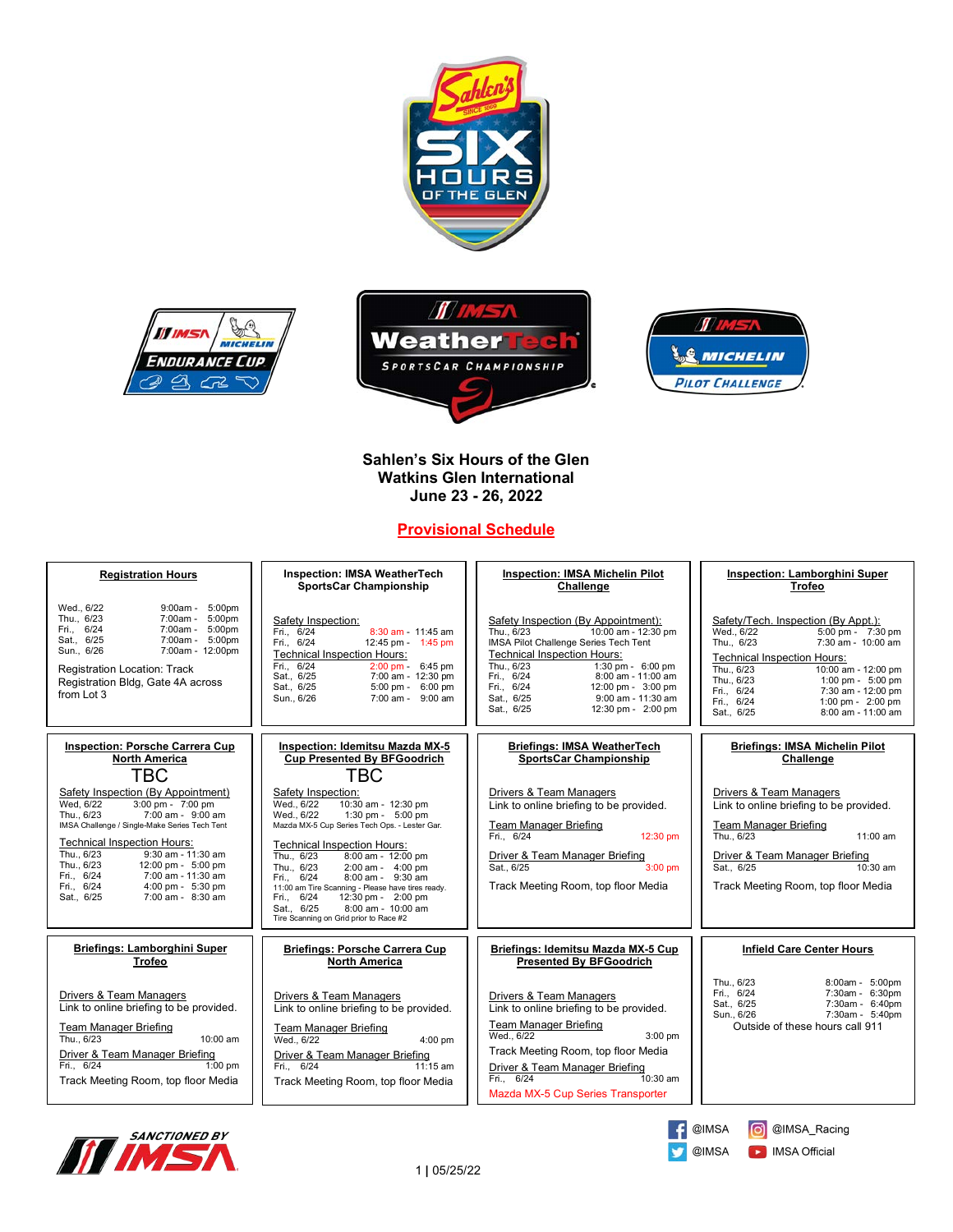# Sahlen's Six Hours of the Glen
## Watkins Glen International
## June 23 - 26, 2022

## Provisional Schedule

### Registration Hours

| | |
|---|---|
| Wed., 6/22 | 9:00am - 5:00pm |
| Thu., 6/23 | 7:00am - 5:00pm |
| Fri., 6/24 | 7:00am - 5:00pm |
| Sat., 6/25 | 7:00am - 5:00pm |
| Sun., 6/26 | 7:00am - 12:00pm |

Registration Location: Track Registration Bldg, Gate 4A across from Lot 3

### Inspection: IMSA WeatherTech SportsCar Championship

Safety Inspection:

| | |
|---|---|
| Fri., 6/24 | 8:30 am - 11:45 am |
| Fri., 6/24 | 12:45 pm - 1:45 pm |

Technical Inspection Hours:

| | |
|---|---|
| Fri., 6/24 | 2:00 pm - 6:45 pm |
| Sat., 6/25 | 7:00 am - 12:30 pm |
| Sat., 6/25 | 5:00 pm - 6:00 pm |
| Sun., 6/26 | 7:00 am - 9:00 am |

### Inspection: IMSA Michelin Pilot Challenge

Safety Inspection (By Appointment):

| | |
|---|---|
| Thu., 6/23 | 10:00 am - 12:30 pm |

IMSA Pilot Challenge Series Tech Tent

Technical Inspection Hours:

| | |
|---|---|
| Thu., 6/23 | 1:30 pm - 6:00 pm |
| Fri., 6/24 | 8:00 am - 11:00 am |
| Fri., 6/24 | 12:00 pm - 3:00 pm |
| Sat., 6/25 | 9:00 am - 11:30 am |
| Sat., 6/25 | 12:30 pm - 2:00 pm |

### Inspection: Lamborghini Super Trofeo

Safety/Tech. Inspection (By Appt.):

| | |
|---|---|
| Wed., 6/22 | 5:00 pm - 7:30 pm |
| Thu., 6/23 | 7:30 am - 10:00 am |

Technical Inspection Hours:

| | |
|---|---|
| Thu., 6/23 | 10:00 am - 12:00 pm |
| Thu., 6/23 | 1:00 pm - 5:00 pm |
| Fri., 6/24 | 7:30 am - 12:00 pm |
| Fri., 6/24 | 1:00 pm - 2:00 pm |
| Sat., 6/25 | 8:00 am - 11:00 am |

### Inspection: Porsche Carrera Cup North America

TBC

Safety Inspection (By Appointment)

| | |
|---|---|
| Wed, 6/22 | 3:00 pm - 7:00 pm |
| Thu., 6/23 | 7:00 am - 9:00 am |

IMSA Challenge / Single-Make Series Tech Tent

Technical Inspection Hours:

| | |
|---|---|
| Thu., 6/23 | 9:30 am - 11:30 am |
| Thu., 6/23 | 12:00 pm - 5:00 pm |
| Fri., 6/24 | 7:00 am - 11:30 am |
| Fri., 6/24 | 4:00 pm - 5:30 pm |
| Sat., 6/25 | 7:00 am - 8:30 am |

### Inspection: Idemitsu Mazda MX-5 Cup Presented By BFGoodrich

TBC

Safety Inspection:

| | |
|---|---|
| Wed., 6/22 | 10:30 am - 12:30 pm |
| Wed., 6/22 | 1:30 pm - 5:00 pm |

Mazda MX-5 Cup Series Tech Ops. - Lester Gar.

Technical Inspection Hours:

| | |
|---|---|
| Thu., 6/23 | 8:00 am - 12:00 pm |
| Thu., 6/23 | 2:00 am - 4:00 pm |
| Fri., 6/24 | 8:00 am - 9:30 am |

11:00 am Tire Scanning - Please have tires ready.

| | |
|---|---|
| Fri., 6/24 | 12:30 pm - 2:00 pm |
| Sat., 6/25 | 8:00 am - 10:00 am |

Tire Scanning on Grid prior to Race #2

### Briefings: IMSA WeatherTech SportsCar Championship

Drivers & Team Managers
Link to online briefing to be provided.

Team Manager Briefing
Fri., 6/24 — 12:30 pm

Driver & Team Manager Briefing
Sat., 6/25 — 3:00 pm

Track Meeting Room, top floor Media

### Briefings: IMSA Michelin Pilot Challenge

Drivers & Team Managers
Link to online briefing to be provided.

Team Manager Briefing
Thu., 6/23 — 11:00 am

Driver & Team Manager Briefing
Sat., 6/25 — 10:30 am

Track Meeting Room, top floor Media

### Briefings: Lamborghini Super Trofeo

Drivers & Team Managers
Link to online briefing to be provided.

Team Manager Briefing
Thu., 6/23 — 10:00 am

Driver & Team Manager Briefing
Fri., 6/24 — 1:00 pm

Track Meeting Room, top floor Media

### Briefings: Porsche Carrera Cup North America

Drivers & Team Managers
Link to online briefing to be provided.

Team Manager Briefing
Wed., 6/22 — 4:00 pm

Driver & Team Manager Briefing
Fri., 6/24 — 11:15 am

Track Meeting Room, top floor Media

### Briefings: Idemitsu Mazda MX-5 Cup Presented By BFGoodrich

Drivers & Team Managers
Link to online briefing to be provided.

Team Manager Briefing
Wed., 6/22 — 3:00 pm

Track Meeting Room, top floor Media

Driver & Team Manager Briefing
Fri., 6/24 — 10:30 am

Mazda MX-5 Cup Series Transporter

### Infield Care Center Hours

| | |
|---|---|
| Thu., 6/23 | 8:00am - 5:00pm |
| Fri., 6/24 | 7:30am - 6:30pm |
| Sat., 6/25 | 7:30am - 6:40pm |
| Sun., 6/26 | 7:30am - 5:40pm |

Outside of these hours call 911

SANCTIONED BY IMSA

@IMSA @IMSA_Racing @IMSA IMSA Official

05/25/22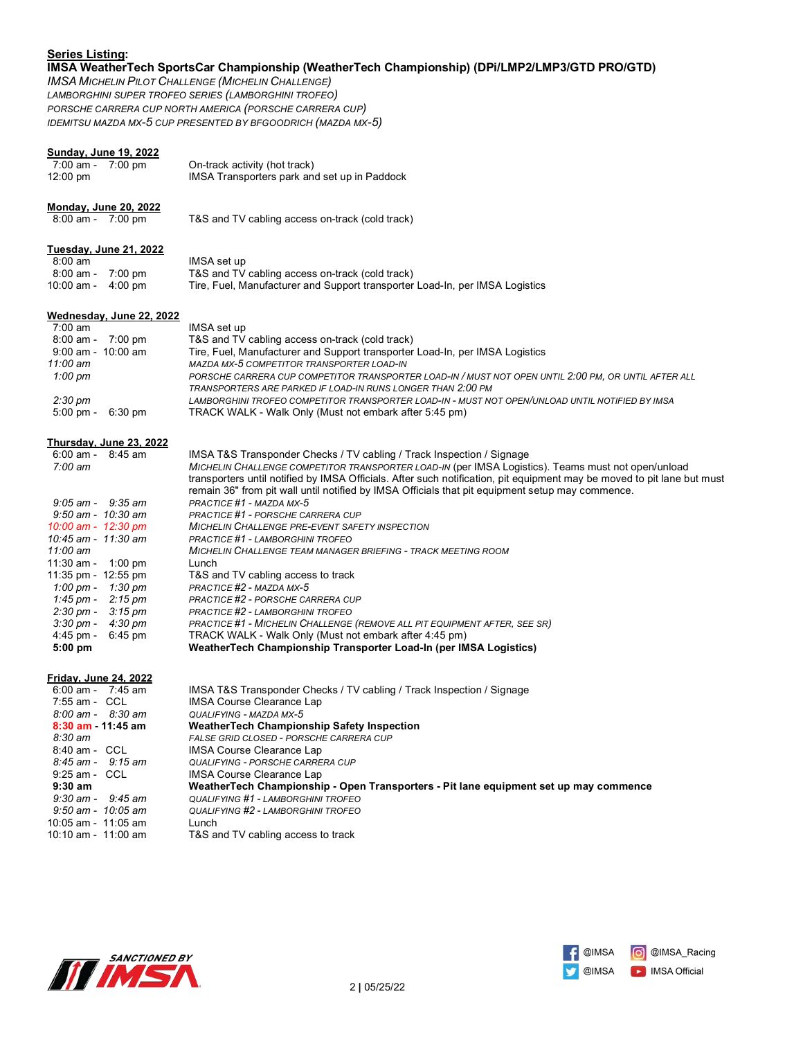**Series Listing:**

**IMSA WeatherTech SportsCar Championship (WeatherTech Championship) (DPi/LMP2/LMP3/GTD PRO/GTD)**

*IMSA Michelin Pilot Challenge (Michelin Challenge)*

*LAMBORGHINI SUPER TROFEO SERIES (LAMBORGHINI TROFEO)*

*PORSCHE CARRERA CUP NORTH AMERICA (PORSCHE CARRERA CUP)*

*IDEMITSU MAZDA MX-5 CUP PRESENTED BY BFGOODRICH (MAZDA MX-5)*

**Sunday, June 19, 2022**

| | |
|---|---|
| 7:00 am - 7:00 pm | On-track activity (hot track) |
| 12:00 pm | IMSA Transporters park and set up in Paddock |

**Monday, June 20, 2022**

| | |
|---|---|
| 8:00 am - 7:00 pm | T&S and TV cabling access on-track (cold track) |

**Tuesday, June 21, 2022**

| | |
|---|---|
| 8:00 am | IMSA set up |
| 8:00 am - 7:00 pm | T&S and TV cabling access on-track (cold track) |
| 10:00 am - 4:00 pm | Tire, Fuel, Manufacturer and Support transporter Load-In, per IMSA Logistics |

**Wednesday, June 22, 2022**

| | |
|---|---|
| 7:00 am | IMSA set up |
| 8:00 am - 7:00 pm | T&S and TV cabling access on-track (cold track) |
| 9:00 am - 10:00 am | Tire, Fuel, Manufacturer and Support transporter Load-In, per IMSA Logistics |
| *11:00 am* | *MAZDA MX-5 COMPETITOR TRANSPORTER LOAD-IN* |
| *1:00 pm* | *PORSCHE CARRERA CUP COMPETITOR TRANSPORTER LOAD-IN / MUST NOT OPEN UNTIL 2:00 PM, OR UNTIL AFTER ALL TRANSPORTERS ARE PARKED IF LOAD-IN RUNS LONGER THAN 2:00 PM* |
| *2:30 pm* | *LAMBORGHINI TROFEO COMPETITOR TRANSPORTER LOAD-IN - MUST NOT OPEN/UNLOAD UNTIL NOTIFIED BY IMSA* |
| 5:00 pm - 6:30 pm | TRACK WALK - Walk Only (Must not embark after 5:45 pm) |

**Thursday, June 23, 2022**

| | |
|---|---|
| 6:00 am - 8:45 am | IMSA T&S Transponder Checks / TV cabling / Track Inspection / Signage |
| *7:00 am* | *MICHELIN CHALLENGE COMPETITOR TRANSPORTER LOAD-IN* (per IMSA Logistics). Teams must not open/unload transporters until notified by IMSA Officials. After such notification, pit equipment may be moved to pit lane but must remain 36" from pit wall until notified by IMSA Officials that pit equipment setup may commence. |
| *9:05 am - 9:35 am* | *PRACTICE #1 - MAZDA MX-5* |
| *9:50 am - 10:30 am* | *PRACTICE #1 - PORSCHE CARRERA CUP* |
| *10:00 am - 12:30 pm* | *MICHELIN CHALLENGE PRE-EVENT SAFETY INSPECTION* |
| *10:45 am - 11:30 am* | *PRACTICE #1 - LAMBORGHINI TROFEO* |
| *11:00 am* | *MICHELIN CHALLENGE TEAM MANAGER BRIEFING - TRACK MEETING ROOM* |
| 11:30 am - 1:00 pm | Lunch |
| 11:35 pm - 12:55 pm | T&S and TV cabling access to track |
| *1:00 pm - 1:30 pm* | *PRACTICE #2 - MAZDA MX-5* |
| *1:45 pm - 2:15 pm* | *PRACTICE #2 - PORSCHE CARRERA CUP* |
| *2:30 pm - 3:15 pm* | *PRACTICE #2 - LAMBORGHINI TROFEO* |
| *3:30 pm - 4:30 pm* | *PRACTICE #1 - MICHELIN CHALLENGE (REMOVE ALL PIT EQUIPMENT AFTER, SEE SR)* |
| 4:45 pm - 6:45 pm | TRACK WALK - Walk Only (Must not embark after 4:45 pm) |
| **5:00 pm** | **WeatherTech Championship Transporter Load-In (per IMSA Logistics)** |

**Friday, June 24, 2022**

| | |
|---|---|
| 6:00 am - 7:45 am | IMSA T&S Transponder Checks / TV cabling / Track Inspection / Signage |
| 7:55 am - CCL | IMSA Course Clearance Lap |
| *8:00 am - 8:30 am* | *QUALIFYING - MAZDA MX-5* |
| **8:30 am - 11:45 am** | **WeatherTech Championship Safety Inspection** |
| *8:30 am* | *FALSE GRID CLOSED - PORSCHE CARRERA CUP* |
| 8:40 am - CCL | IMSA Course Clearance Lap |
| *8:45 am - 9:15 am* | *QUALIFYING - PORSCHE CARRERA CUP* |
| 9:25 am - CCL | IMSA Course Clearance Lap |
| **9:30 am** | **WeatherTech Championship - Open Transporters - Pit lane equipment set up may commence** |
| *9:30 am - 9:45 am* | *QUALIFYING #1 - LAMBORGHINI TROFEO* |
| *9:50 am - 10:05 am* | *QUALIFYING #2 - LAMBORGHINI TROFEO* |
| 10:05 am - 11:05 am | Lunch |
| 10:10 am - 11:00 am | T&S and TV cabling access to track |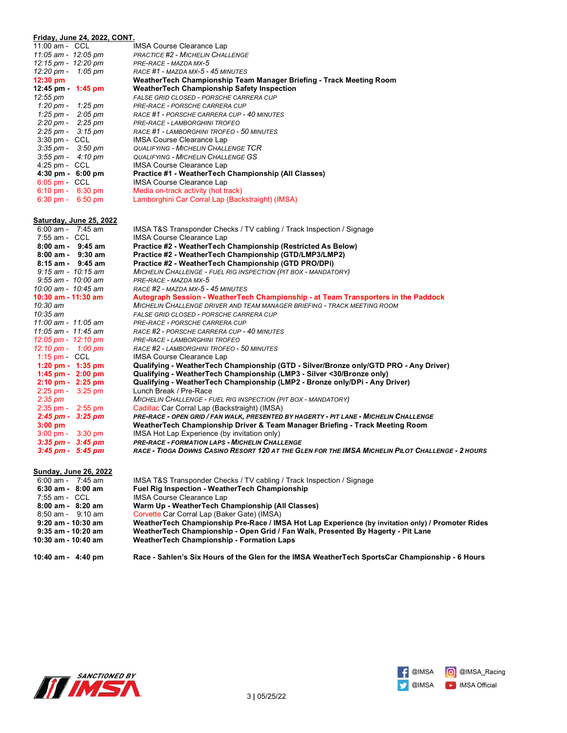**Friday, June 24, 2022, CONT.**

| | |
|---|---|
| 11:00 am - CCL | IMSA Course Clearance Lap |
| *11:05 am - 12:05 pm* | *PRACTICE #2 - MICHELIN CHALLENGE* |
| *12:15 pm - 12:20 pm* | *PRE-RACE - MAZDA MX-5* |
| *12:20 pm - 1:05 pm* | *RACE #1 - MAZDA MX-5 - 45 MINUTES* |
| **12:30 pm** | **WeatherTech Championship Team Manager Briefing - Track Meeting Room** |
| **12:45 pm - 1:45 pm** | **WeatherTech Championship Safety Inspection** |
| *12:55 pm* | *FALSE GRID CLOSED - PORSCHE CARRERA CUP* |
| *1:20 pm - 1:25 pm* | *PRE-RACE - PORSCHE CARRERA CUP* |
| *1:25 pm - 2:05 pm* | *RACE #1 - PORSCHE CARRERA CUP - 40 MINUTES* |
| *2:20 pm - 2:25 pm* | *PRE-RACE - LAMBORGHINI TROFEO* |
| *2:25 pm - 3:15 pm* | *RACE #1 - LAMBORGHINI TROFEO - 50 MINUTES* |
| 3:30 pm - CCL | IMSA Course Clearance Lap |
| *3:35 pm - 3:50 pm* | *QUALIFYING - MICHELIN CHALLENGE TCR* |
| *3:55 pm - 4:10 pm* | *QUALIFYING - MICHELIN CHALLENGE GS* |
| 4:25 pm - CCL | IMSA Course Clearance Lap |
| **4:30 pm - 6:00 pm** | **Practice #1 - WeatherTech Championship (All Classes)** |
| 6:05 pm - CCL | IMSA Course Clearance Lap |
| 6:10 pm - 6:30 pm | Media on-track activity (hot track) |
| 6:30 pm - 6:50 pm | Lamborghini Car Corral Lap (Backstraight) (IMSA) |

**Saturday, June 25, 2022**

| | |
|---|---|
| 6:00 am - 7:45 am | IMSA T&S Transponder Checks / TV cabling / Track Inspection / Signage |
| 7:55 am - CCL | IMSA Course Clearance Lap |
| **8:00 am - 9:45 am** | **Practice #2 - WeatherTech Championship (Restricted As Below)** |
| **8:00 am - 9:30 am** | **Practice #2 - WeatherTech Championship (GTD/LMP3/LMP2)** |
| **8:15 am - 9:45 am** | **Practice #2 - WeatherTech Championship (GTD PRO/DPi)** |
| *9:15 am - 10:15 am* | *MICHELIN CHALLENGE - FUEL RIG INSPECTION (PIT BOX - MANDATORY)* |
| *9:55 am - 10:00 am* | *PRE-RACE - MAZDA MX-5* |
| *10:00 am - 10:45 am* | *RACE #2 - MAZDA MX-5 - 45 MINUTES* |
| **10:30 am - 11:30 am** | **Autograph Session - WeatherTech Championship - at Team Transporters in the Paddock** |
| *10:30 am* | *MICHELIN CHALLENGE DRIVER AND TEAM MANAGER BRIEFING - TRACK MEETING ROOM* |
| *10:35 am* | *FALSE GRID CLOSED - PORSCHE CARRERA CUP* |
| *11:00 am - 11:05 am* | *PRE-RACE - PORSCHE CARRERA CUP* |
| *11:05 am - 11:45 am* | *RACE #2 - PORSCHE CARRERA CUP - 40 MINUTES* |
| *12:05 pm - 12:10 pm* | *PRE-RACE - LAMBORGHINI TROFEO* |
| *12:10 pm - 1:00 pm* | *RACE #2 - LAMBORGHINI TROFEO - 50 MINUTES* |
| 1:15 pm - CCL | IMSA Course Clearance Lap |
| **1:20 pm - 1:35 pm** | **Qualifying - WeatherTech Championship (GTD - Silver/Bronze only/GTD PRO - Any Driver)** |
| **1:45 pm - 2:00 pm** | **Qualifying - WeatherTech Championship (LMP3 - Silver <30/Bronze only)** |
| **2:10 pm - 2:25 pm** | **Qualifying - WeatherTech Championship (LMP2 - Bronze only/DPi - Any Driver)** |
| 2:25 pm - 3:25 pm | Lunch Break / Pre-Race |
| *2:35 pm* | *MICHELIN CHALLENGE - FUEL RIG INSPECTION (PIT BOX - MANDATORY)* |
| 2:35 pm - 2:55 pm | Cadillac Car Corral Lap (Backstraight) (IMSA) |
| ***2:45 pm - 3:25 pm*** | ***PRE-RACE - OPEN GRID / FAN WALK, PRESENTED BY HAGERTY - PIT LANE - MICHELIN CHALLENGE*** |
| **3:00 pm** | **WeatherTech Championship Driver & Team Manager Briefing - Track Meeting Room** |
| 3:00 pm - 3:30 pm | IMSA Hot Lap Experience (by invitation only) |
| ***3:35 pm - 3:45 pm*** | ***PRE-RACE - FORMATION LAPS - MICHELIN CHALLENGE*** |
| ***3:45 pm - 5:45 pm*** | ***RACE - TIOGA DOWNS CASINO RESORT 120 AT THE GLEN FOR THE IMSA MICHELIN PILOT CHALLENGE - 2 HOURS*** |

**Sunday, June 26, 2022**

| | |
|---|---|
| 6:00 am - 7:45 am | IMSA T&S Transponder Checks / TV cabling / Track Inspection / Signage |
| **6:30 am - 8:00 am** | **Fuel Rig Inspection - WeatherTech Championship** |
| 7:55 am - CCL | IMSA Course Clearance Lap |
| **8:00 am - 8:20 am** | **Warm Up - WeatherTech Championship (All Classes)** |
| 8:50 am - 9:10 am | Corvette Car Corral Lap (Baker Gate) (IMSA) |
| **9:20 am - 10:30 am** | **WeatherTech Championship Pre-Race / IMSA Hot Lap Experience (by invitation only) / Promoter Rides** |
| **9:35 am - 10:20 am** | **WeatherTech Championship - Open Grid / Fan Walk, Presented By Hagerty - Pit Lane** |
| **10:30 am - 10:40 am** | **WeatherTech Championship - Formation Laps** |
| **10:40 am - 4:40 pm** | **Race - Sahlen's Six Hours of the Glen for the IMSA WeatherTech SportsCar Championship - 6 Hours** |

SANCTIONED BY IMSA

@IMSA @IMSA_Racing @IMSA IMSA Official

05/25/22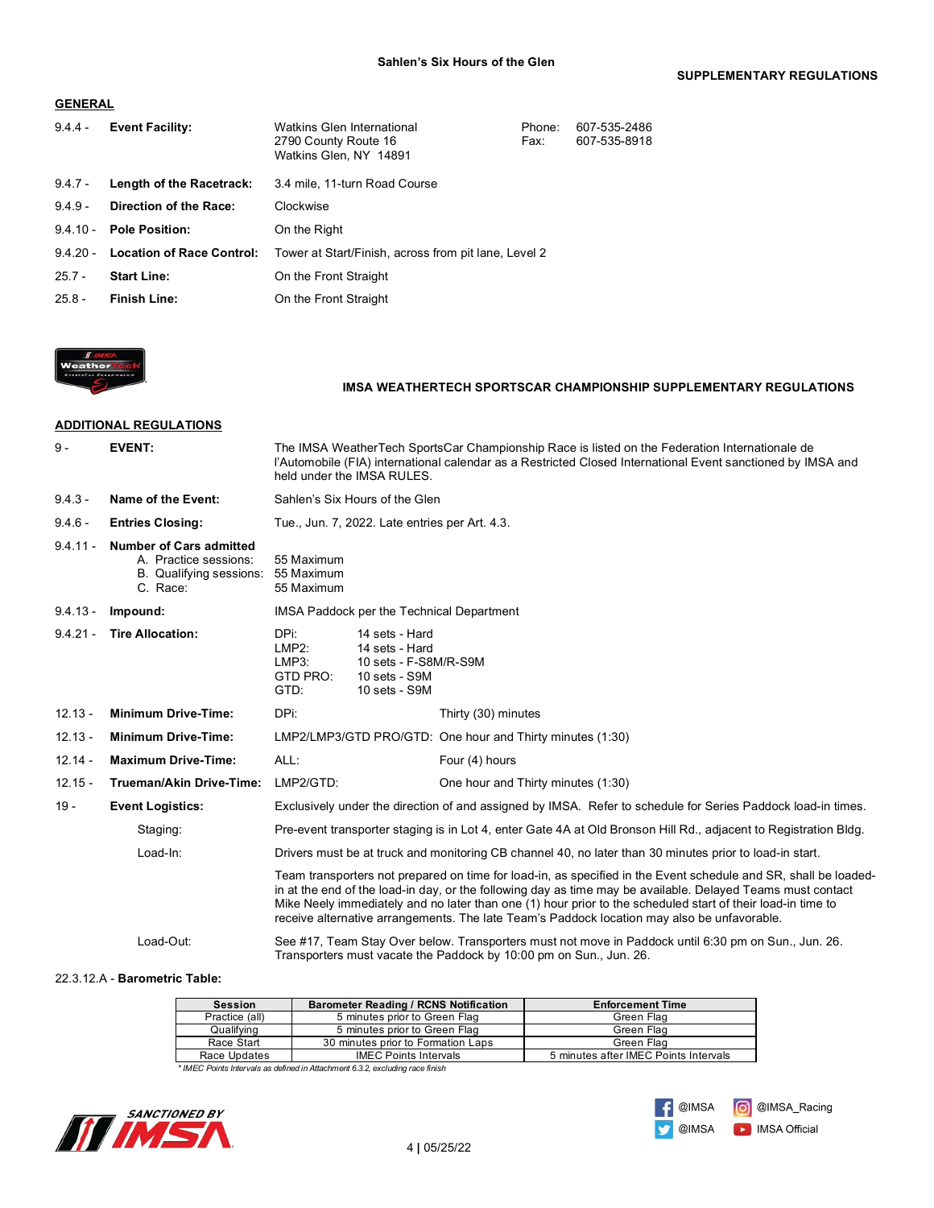Sahlen's Six Hours of the Glen

SUPPLEMENTARY REGULATIONS

## GENERAL

| | | | |
|---|---|---|---|
| 9.4.4 - | **Event Facility:** | Watkins Glen International<br>2790 County Route 16<br>Watkins Glen, NY 14891 | Phone: 607-535-2486<br>Fax: 607-535-8918 |
| 9.4.7 - | **Length of the Racetrack:** | 3.4 mile, 11-turn Road Course | |
| 9.4.9 - | **Direction of the Race:** | Clockwise | |
| 9.4.10 - | **Pole Position:** | On the Right | |
| 9.4.20 - | **Location of Race Control:** | Tower at Start/Finish, across from pit lane, Level 2 | |
| 25.7 - | **Start Line:** | On the Front Straight | |
| 25.8 - | **Finish Line:** | On the Front Straight | |

IMSA WEATHERTECH SPORTSCAR CHAMPIONSHIP SUPPLEMENTARY REGULATIONS

## ADDITIONAL REGULATIONS

**9 - EVENT:** The IMSA WeatherTech SportsCar Championship Race is listed on the Federation Internationale de l'Automobile (FIA) international calendar as a Restricted Closed International Event sanctioned by IMSA and held under the IMSA RULES.

**9.4.3 - Name of the Event:** Sahlen's Six Hours of the Glen

**9.4.6 - Entries Closing:** Tue., Jun. 7, 2022. Late entries per Art. 4.3.

**9.4.11 - Number of Cars admitted**
- A. Practice sessions: 55 Maximum
- B. Qualifying sessions: 55 Maximum
- C. Race: 55 Maximum

**9.4.13 - Impound:** IMSA Paddock per the Technical Department

**9.4.21 - Tire Allocation:**

| Class | Allocation |
|---|---|
| DPi: | 14 sets - Hard |
| LMP2: | 14 sets - Hard |
| LMP3: | 10 sets - F-S8M/R-S9M |
| GTD PRO: | 10 sets - S9M |
| GTD: | 10 sets - S9M |

**12.13 - Minimum Drive-Time:** DPi: Thirty (30) minutes

**12.13 - Minimum Drive-Time:** LMP2/LMP3/GTD PRO/GTD: One hour and Thirty minutes (1:30)

**12.14 - Maximum Drive-Time:** ALL: Four (4) hours

**12.15 - Trueman/Akin Drive-Time:** LMP2/GTD: One hour and Thirty minutes (1:30)

**19 - Event Logistics:** Exclusively under the direction of and assigned by IMSA. Refer to schedule for Series Paddock load-in times.

Staging: Pre-event transporter staging is in Lot 4, enter Gate 4A at Old Bronson Hill Rd., adjacent to Registration Bldg.

Load-In: Drivers must be at truck and monitoring CB channel 40, no later than 30 minutes prior to load-in start.

Team transporters not prepared on time for load-in, as specified in the Event schedule and SR, shall be loaded-in at the end of the load-in day, or the following day as time may be available. Delayed Teams must contact Mike Neely immediately and no later than one (1) hour prior to the scheduled start of their load-in time to receive alternative arrangements. The late Team's Paddock location may also be unfavorable.

Load-Out: See #17, Team Stay Over below. Transporters must not move in Paddock until 6:30 pm on Sun., Jun. 26. Transporters must vacate the Paddock by 10:00 pm on Sun., Jun. 26.

22.3.12.A - **Barometric Table:**

| Session | Barometer Reading / RCNS Notification | Enforcement Time |
|---|---|---|
| Practice (all) | 5 minutes prior to Green Flag | Green Flag |
| Qualifying | 5 minutes prior to Green Flag | Green Flag |
| Race Start | 30 minutes prior to Formation Laps | Green Flag |
| Race Updates | IMEC Points Intervals | 5 minutes after IMEC Points Intervals |

*\* IMEC Points Intervals as defined in Attachment 6.3.2, excluding race finish*

SANCTIONED BY IMSA

@IMSA @IMSA_Racing @IMSA IMSA Official

05/25/22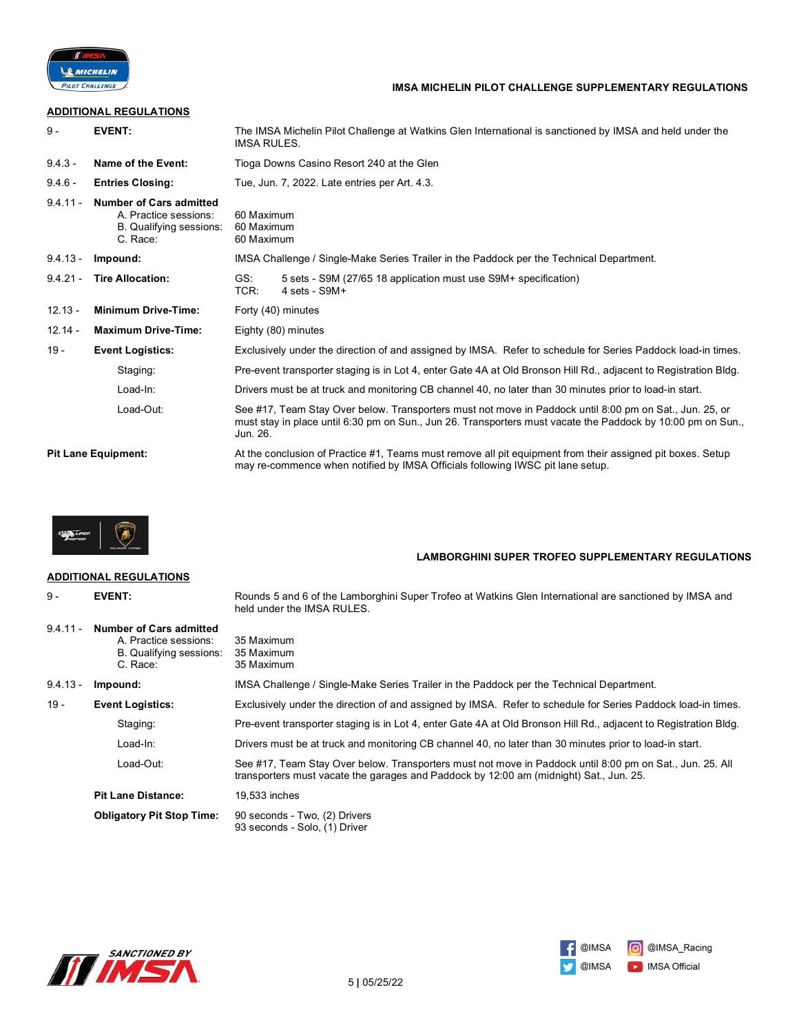## IMSA MICHELIN PILOT CHALLENGE SUPPLEMENTARY REGULATIONS

### ADDITIONAL REGULATIONS

| | | |
|---|---|---|
| 9 - | **EVENT:** | The IMSA Michelin Pilot Challenge at Watkins Glen International is sanctioned by IMSA and held under the IMSA RULES. |
| 9.4.3 - | **Name of the Event:** | Tioga Downs Casino Resort 240 at the Glen |
| 9.4.6 - | **Entries Closing:** | Tue, Jun. 7, 2022. Late entries per Art. 4.3. |
| 9.4.11 - | **Number of Cars admitted** | |
| | A. Practice sessions: | 60 Maximum |
| | B. Qualifying sessions: | 60 Maximum |
| | C. Race: | 60 Maximum |
| 9.4.13 - | **Impound:** | IMSA Challenge / Single-Make Series Trailer in the Paddock per the Technical Department. |
| 9.4.21 - | **Tire Allocation:** | GS: 5 sets - S9M (27/65 18 application must use S9M+ specification)<br>TCR: 4 sets - S9M+ |
| 12.13 - | **Minimum Drive-Time:** | Forty (40) minutes |
| 12.14 - | **Maximum Drive-Time:** | Eighty (80) minutes |
| 19 - | **Event Logistics:** | Exclusively under the direction of and assigned by IMSA. Refer to schedule for Series Paddock load-in times. |
| | Staging: | Pre-event transporter staging is in Lot 4, enter Gate 4A at Old Bronson Hill Rd., adjacent to Registration Bldg. |
| | Load-In: | Drivers must be at truck and monitoring CB channel 40, no later than 30 minutes prior to load-in start. |
| | Load-Out: | See #17, Team Stay Over below. Transporters must not move in Paddock until 8:00 pm on Sat., Jun. 25, or must stay in place until 6:30 pm on Sun., Jun 26. Transporters must vacate the Paddock by 10:00 pm on Sun., Jun. 26. |
| **Pit Lane Equipment:** | | At the conclusion of Practice #1, Teams must remove all pit equipment from their assigned pit boxes. Setup may re-commence when notified by IMSA Officials following IWSC pit lane setup. |

## LAMBORGHINI SUPER TROFEO SUPPLEMENTARY REGULATIONS

### ADDITIONAL REGULATIONS

| | | |
|---|---|---|
| 9 - | **EVENT:** | Rounds 5 and 6 of the Lamborghini Super Trofeo at Watkins Glen International are sanctioned by IMSA and held under the IMSA RULES. |
| 9.4.11 - | **Number of Cars admitted** | |
| | A. Practice sessions: | 35 Maximum |
| | B. Qualifying sessions: | 35 Maximum |
| | C. Race: | 35 Maximum |
| 9.4.13 - | **Impound:** | IMSA Challenge / Single-Make Series Trailer in the Paddock per the Technical Department. |
| 19 - | **Event Logistics:** | Exclusively under the direction of and assigned by IMSA. Refer to schedule for Series Paddock load-in times. |
| | Staging: | Pre-event transporter staging is in Lot 4, enter Gate 4A at Old Bronson Hill Rd., adjacent to Registration Bldg. |
| | Load-In: | Drivers must be at truck and monitoring CB channel 40, no later than 30 minutes prior to load-in start. |
| | Load-Out: | See #17, Team Stay Over below. Transporters must not move in Paddock until 8:00 pm on Sat., Jun. 25. All transporters must vacate the garages and Paddock by 12:00 am (midnight) Sat., Jun. 25. |
| | **Pit Lane Distance:** | 19,533 inches |
| | **Obligatory Pit Stop Time:** | 90 seconds - Two, (2) Drivers<br>93 seconds - Solo, (1) Driver |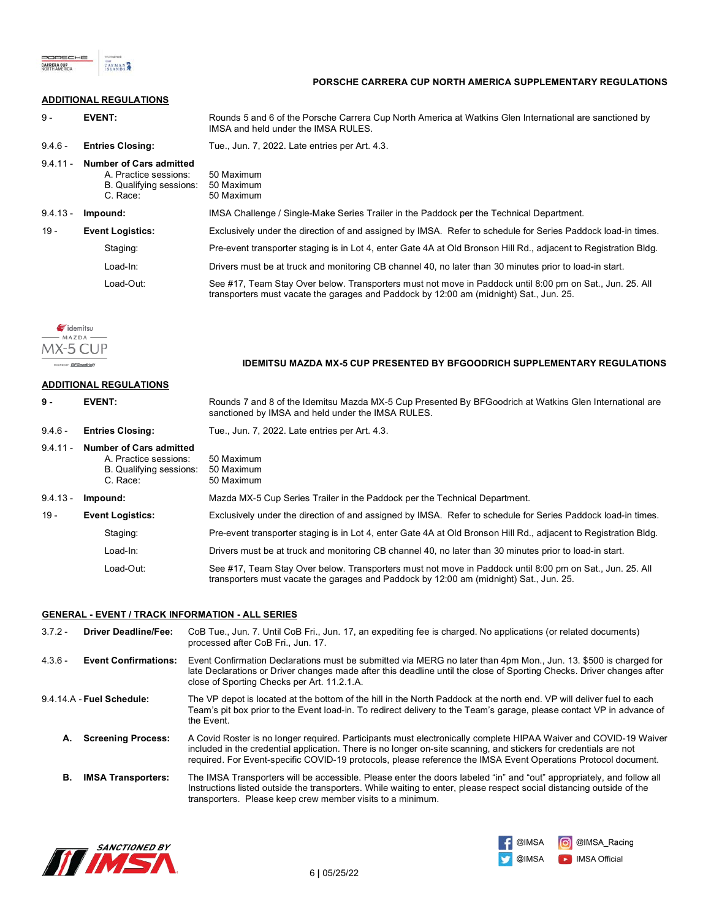## PORSCHE CARRERA CUP NORTH AMERICA SUPPLEMENTARY REGULATIONS

### ADDITIONAL REGULATIONS

| | | |
|---|---|---|
| 9 - | **EVENT:** | Rounds 5 and 6 of the Porsche Carrera Cup North America at Watkins Glen International are sanctioned by IMSA and held under the IMSA RULES. |
| 9.4.6 - | **Entries Closing:** | Tue., Jun. 7, 2022. Late entries per Art. 4.3. |
| 9.4.11 - | **Number of Cars admitted** | |
| | A. Practice sessions: | 50 Maximum |
| | B. Qualifying sessions: | 50 Maximum |
| | C. Race: | 50 Maximum |
| 9.4.13 - | **Impound:** | IMSA Challenge / Single-Make Series Trailer in the Paddock per the Technical Department. |
| 19 - | **Event Logistics:** | Exclusively under the direction of and assigned by IMSA. Refer to schedule for Series Paddock load-in times. |
| | Staging: | Pre-event transporter staging is in Lot 4, enter Gate 4A at Old Bronson Hill Rd., adjacent to Registration Bldg. |
| | Load-In: | Drivers must be at truck and monitoring CB channel 40, no later than 30 minutes prior to load-in start. |
| | Load-Out: | See #17, Team Stay Over below. Transporters must not move in Paddock until 8:00 pm on Sat., Jun. 25. All transporters must vacate the garages and Paddock by 12:00 am (midnight) Sat., Jun. 25. |

## IDEMITSU MAZDA MX-5 CUP PRESENTED BY BFGOODRICH SUPPLEMENTARY REGULATIONS

### ADDITIONAL REGULATIONS

| | | |
|---|---|---|
| 9 - | **EVENT:** | Rounds 7 and 8 of the Idemitsu Mazda MX-5 Cup Presented By BFGoodrich at Watkins Glen International are sanctioned by IMSA and held under the IMSA RULES. |
| 9.4.6 - | **Entries Closing:** | Tue., Jun. 7, 2022. Late entries per Art. 4.3. |
| 9.4.11 - | **Number of Cars admitted** | |
| | A. Practice sessions: | 50 Maximum |
| | B. Qualifying sessions: | 50 Maximum |
| | C. Race: | 50 Maximum |
| 9.4.13 - | **Impound:** | Mazda MX-5 Cup Series Trailer in the Paddock per the Technical Department. |
| 19 - | **Event Logistics:** | Exclusively under the direction of and assigned by IMSA. Refer to schedule for Series Paddock load-in times. |
| | Staging: | Pre-event transporter staging is in Lot 4, enter Gate 4A at Old Bronson Hill Rd., adjacent to Registration Bldg. |
| | Load-In: | Drivers must be at truck and monitoring CB channel 40, no later than 30 minutes prior to load-in start. |
| | Load-Out: | See #17, Team Stay Over below. Transporters must not move in Paddock until 8:00 pm on Sat., Jun. 25. All transporters must vacate the garages and Paddock by 12:00 am (midnight) Sat., Jun. 25. |

### GENERAL - EVENT / TRACK INFORMATION - ALL SERIES

| | | |
|---|---|---|
| 3.7.2 - | **Driver Deadline/Fee:** | CoB Tue., Jun. 7. Until CoB Fri., Jun. 17, an expediting fee is charged. No applications (or related documents) processed after CoB Fri., Jun. 17. |
| 4.3.6 - | **Event Confirmations:** | Event Confirmation Declarations must be submitted via MERG no later than 4pm Mon., Jun. 13. $500 is charged for late Declarations or Driver changes made after this deadline until the close of Sporting Checks. Driver changes after close of Sporting Checks per Art. 11.2.1.A. |
| 9.4.14.A - | **Fuel Schedule:** | The VP depot is located at the bottom of the hill in the North Paddock at the north end. VP will deliver fuel to each Team's pit box prior to the Event load-in. To redirect delivery to the Team's garage, please contact VP in advance of the Event. |
| **A.** | **Screening Process:** | A Covid Roster is no longer required. Participants must electronically complete HIPAA Waiver and COVID-19 Waiver included in the credential application. There is no longer on-site scanning, and stickers for credentials are not required. For Event-specific COVID-19 protocols, please reference the IMSA Event Operations Protocol document. |
| **B.** | **IMSA Transporters:** | The IMSA Transporters will be accessible. Please enter the doors labeled "in" and "out" appropriately, and follow all Instructions listed outside the transporters. While waiting to enter, please respect social distancing outside of the transporters. Please keep crew member visits to a minimum. |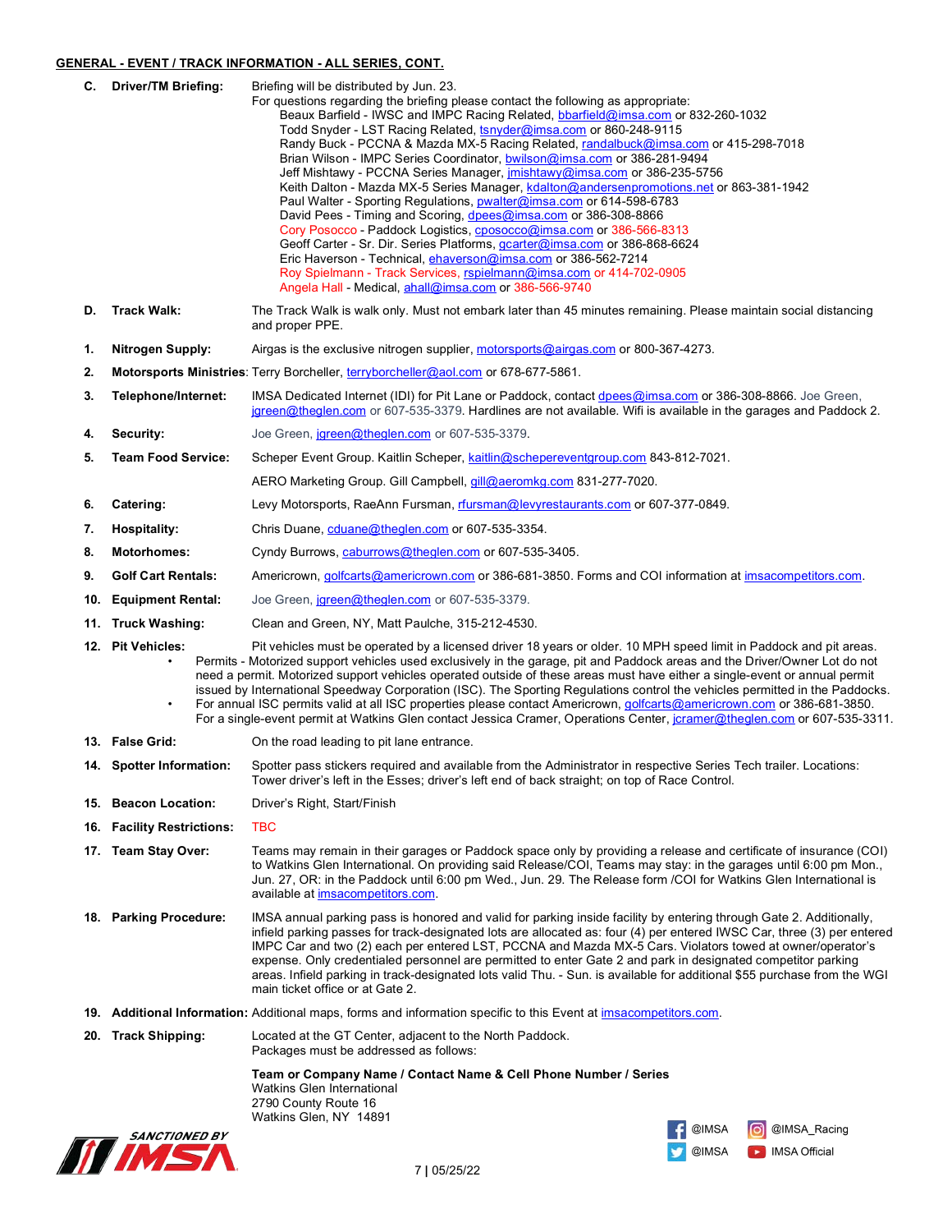## GENERAL - EVENT / TRACK INFORMATION - ALL SERIES, CONT.

**C. Driver/TM Briefing:** Briefing will be distributed by Jun. 23.
For questions regarding the briefing please contact the following as appropriate:

- Beaux Barfield - IWSC and IMPC Racing Related, bbarfield@imsa.com or 832-260-1032
- Todd Snyder - LST Racing Related, tsnyder@imsa.com or 860-248-9115
- Randy Buck - PCCNA & Mazda MX-5 Racing Related, randalbuck@imsa.com or 415-298-7018
- Brian Wilson - IMPC Series Coordinator, bwilson@imsa.com or 386-281-9494
- Jeff Mishtawy - PCCNA Series Manager, jmishtawy@imsa.com or 386-235-5756
- Keith Dalton - Mazda MX-5 Series Manager, kdalton@andersenpromotions.net or 863-381-1942
- Paul Walter - Sporting Regulations, pwalter@imsa.com or 614-598-6783
- David Pees - Timing and Scoring, dpees@imsa.com or 386-308-8866
- Cory Posocco - Paddock Logistics, cposocco@imsa.com or 386-566-8313
- Geoff Carter - Sr. Dir. Series Platforms, gcarter@imsa.com or 386-868-6624
- Eric Haverson - Technical, ehaverson@imsa.com or 386-562-7214
- Roy Spielmann - Track Services, rspielmann@imsa.com or 414-702-0905
- Angela Hall - Medical, ahall@imsa.com or 386-566-9740

**D. Track Walk:** The Track Walk is walk only. Must not embark later than 45 minutes remaining. Please maintain social distancing and proper PPE.

**1. Nitrogen Supply:** Airgas is the exclusive nitrogen supplier, motorsports@airgas.com or 800-367-4273.

**2. Motorsports Ministries:** Terry Borcheller, terryborcheller@aol.com or 678-677-5861.

**3. Telephone/Internet:** IMSA Dedicated Internet (IDI) for Pit Lane or Paddock, contact dpees@imsa.com or 386-308-8866. Joe Green, jgreen@theglen.com or 607-535-3379. Hardlines are not available. Wifi is available in the garages and Paddock 2.

**4. Security:** Joe Green, jgreen@theglen.com or 607-535-3379.

**5. Team Food Service:** Scheper Event Group. Kaitlin Scheper, kaitlin@scheperevantgroup.com 843-812-7021.

AERO Marketing Group. Gill Campbell, gill@aeromkg.com 831-277-7020.

**6. Catering:** Levy Motorsports, RaeAnn Fursman, rfursman@levyrestaurants.com or 607-377-0849.

**7. Hospitality:** Chris Duane, cduane@theglen.com or 607-535-3354.

**8. Motorhomes:** Cyndy Burrows, caburrows@theglen.com or 607-535-3405.

**9. Golf Cart Rentals:** Americrown, golfcarts@americrown.com or 386-681-3850. Forms and COI information at imsacompetitors.com.

**10. Equipment Rental:** Joe Green, jgreen@theglen.com or 607-535-3379.

**11. Truck Washing:** Clean and Green, NY, Matt Paulche, 315-212-4530.

**12. Pit Vehicles:** Pit vehicles must be operated by a licensed driver 18 years or older. 10 MPH speed limit in Paddock and pit areas.

- Permits - Motorized support vehicles used exclusively in the garage, pit and Paddock areas and the Driver/Owner Lot do not need a permit. Motorized support vehicles operated outside of these areas must have either a single-event or annual permit issued by International Speedway Corporation (ISC). The Sporting Regulations control the vehicles permitted in the Paddocks.
- For annual ISC permits valid at all ISC properties please contact Americrown, golfcarts@americrown.com or 386-681-3850. For a single-event permit at Watkins Glen contact Jessica Cramer, Operations Center, jcramer@theglen.com or 607-535-3311.

**13. False Grid:** On the road leading to pit lane entrance.

**14. Spotter Information:** Spotter pass stickers required and available from the Administrator in respective Series Tech trailer. Locations: Tower driver's left in the Esses; driver's left end of back straight; on top of Race Control.

**15. Beacon Location:** Driver's Right, Start/Finish

**16. Facility Restrictions:** TBC

**17. Team Stay Over:** Teams may remain in their garages or Paddock space only by providing a release and certificate of insurance (COI) to Watkins Glen International. On providing said Release/COI, Teams may stay: in the garages until 6:00 pm Mon., Jun. 27, OR: in the Paddock until 6:00 pm Wed., Jun. 29. The Release form /COI for Watkins Glen International is available at imsacompetitors.com.

**18. Parking Procedure:** IMSA annual parking pass is honored and valid for parking inside facility by entering through Gate 2. Additionally, infield parking passes for track-designated lots are allocated as: four (4) per entered IWSC Car, three (3) per entered IMPC Car and two (2) each per entered LST, PCCNA and Mazda MX-5 Cars. Violators towed at owner/operator's expense. Only credentialed personnel are permitted to enter Gate 2 and park in designated competitor parking areas. Infield parking in track-designated lots valid Thu. - Sun. is available for additional $55 purchase from the WGI main ticket office or at Gate 2.

**19. Additional Information:** Additional maps, forms and information specific to this Event at imsacompetitors.com.

**20. Track Shipping:** Located at the GT Center, adjacent to the North Paddock.
Packages must be addressed as follows:

**Team or Company Name / Contact Name & Cell Phone Number / Series**
Watkins Glen International
2790 County Route 16
Watkins Glen, NY 14891

SANCTIONED BY IMSA

@IMSA @IMSA_Racing
@IMSA IMSA Official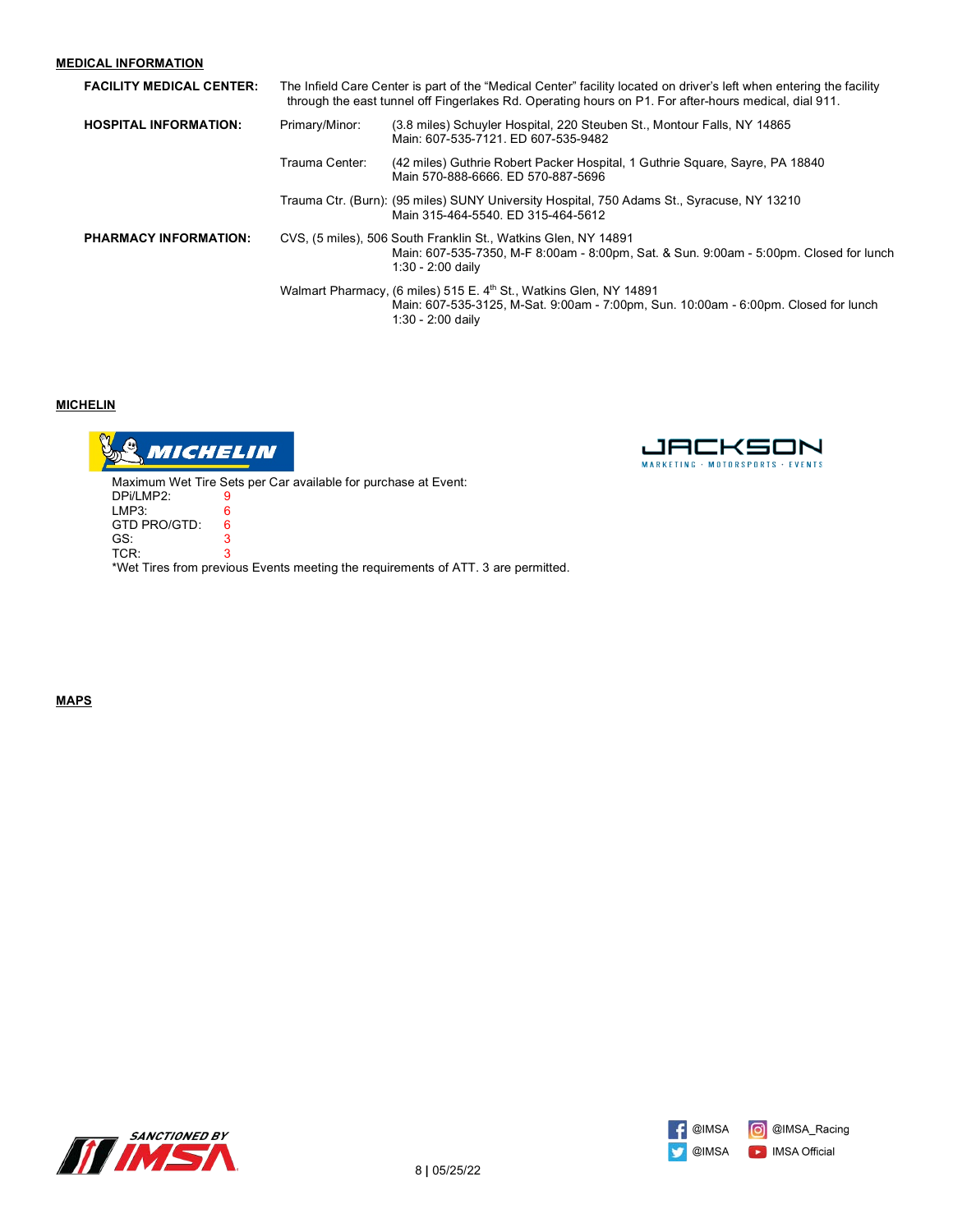## MEDICAL INFORMATION

| | | |
|---|---|---|
| **FACILITY MEDICAL CENTER:** | The Infield Care Center is part of the "Medical Center" facility located on driver's left when entering the facility through the east tunnel off Fingerlakes Rd. Operating hours on P1. For after-hours medical, dial 911. | |
| **HOSPITAL INFORMATION:** | Primary/Minor: | (3.8 miles) Schuyler Hospital, 220 Steuben St., Montour Falls, NY 14865 Main: 607-535-7121. ED 607-535-9482 |
| | Trauma Center: | (42 miles) Guthrie Robert Packer Hospital, 1 Guthrie Square, Sayre, PA 18840 Main 570-888-6666. ED 570-887-5696 |
| | Trauma Ctr. (Burn): | (95 miles) SUNY University Hospital, 750 Adams St., Syracuse, NY 13210 Main 315-464-5540. ED 315-464-5612 |
| **PHARMACY INFORMATION:** | CVS, (5 miles), 506 South Franklin St., Watkins Glen, NY 14891 | Main: 607-535-7350, M-F 8:00am - 8:00pm, Sat. & Sun. 9:00am - 5:00pm. Closed for lunch 1:30 - 2:00 daily |
| | Walmart Pharmacy, (6 miles) 515 E. 4th St., Watkins Glen, NY 14891 | Main: 607-535-3125, M-Sat. 9:00am - 7:00pm, Sun. 10:00am - 6:00pm. Closed for lunch 1:30 - 2:00 daily |

## MICHELIN

MICHELIN

JACKSON MARKETING · MOTORSPORTS · EVENTS

Maximum Wet Tire Sets per Car available for purchase at Event:

| | |
|---|---|
| DPi/LMP2: | 9 |
| LMP3: | 6 |
| GTD PRO/GTD: | 6 |
| GS: | 3 |
| TCR: | 3 |

*Wet Tires from previous Events meeting the requirements of ATT. 3 are permitted.

## MAPS

SANCTIONED BY IMSA

@IMSA @IMSA_Racing
@IMSA IMSA Official

05/25/22